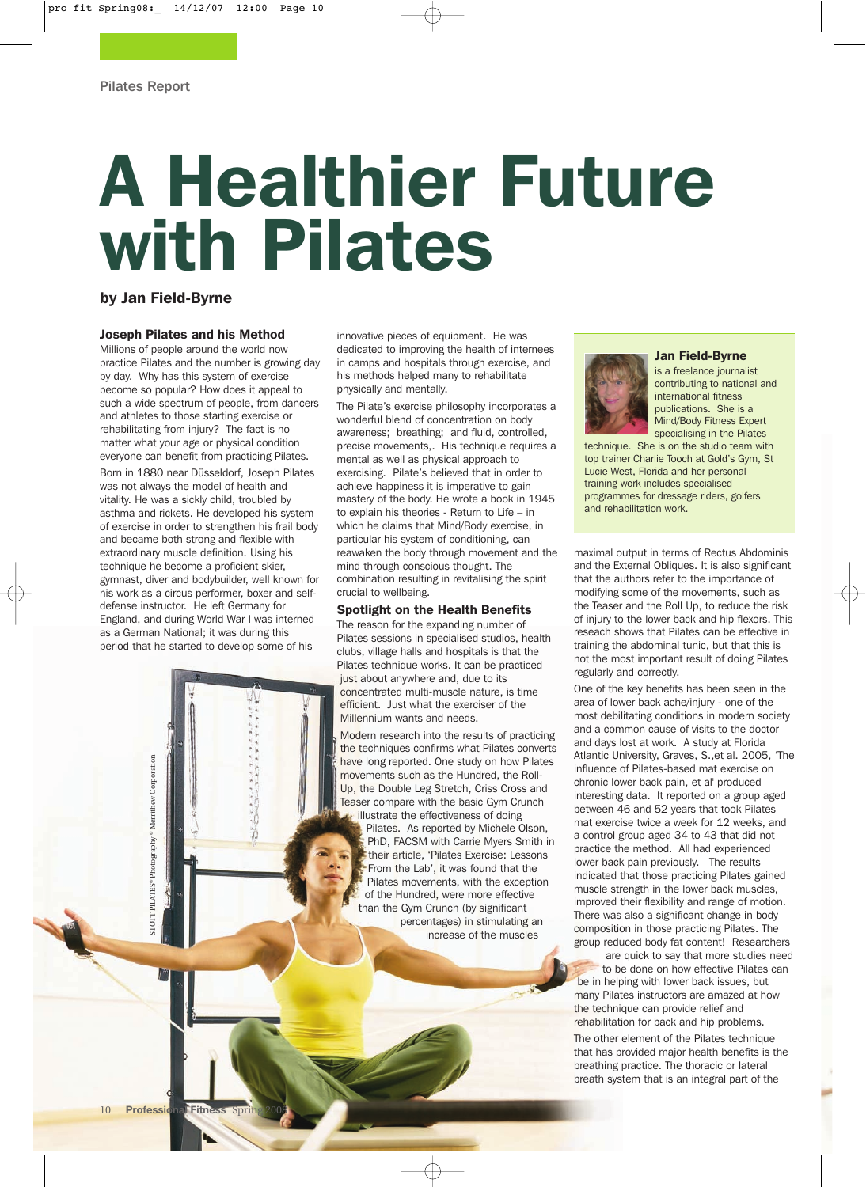Pilates Report

# A Healthier Future with Pilates

**by Jan Field-Byrne**

### Joseph Pilates and his Method

Millions of people around the world now practice Pilates and the number is growing day by day. Why has this system of exercise become so popular? How does it appeal to such a wide spectrum of people, from dancers and athletes to those starting exercise or rehabilitating from injury? The fact is no matter what your age or physical condition everyone can benefit from practicing Pilates.

Born in 1880 near Düsseldorf, Joseph Pilates was not always the model of health and vitality. He was a sickly child, troubled by asthma and rickets. He developed his system of exercise in order to strengthen his frail body and became both strong and flexible with extraordinary muscle definition. Using his technique he become a proficient skier, gymnast, diver and bodybuilder, well known for his work as a circus performer, boxer and self-defense instructor. He left Germany for England, and during World War I was interned as a German National; it was during this period that he started to develop some of his innovative pieces of equipment. He was dedicated to improving the health of internees in camps and hospitals through exercise, and his methods helped many to rehabilitate physically and mentally.

The Pilate's exercise philosophy incorporates a wonderful blend of concentration on body awareness; breathing; and fluid, controlled, precise movements,. His technique requires a mental as well as physical approach to exercising. Pilate's believed that in order to achieve happiness it is imperative to gain mastery of the body. He wrote a book in 1945 to explain his theories - Return to Life – in which he claims that Mind/Body exercise, in particular his system of conditioning, can reawaken the body through movement and the mind through conscious thought. The combination resulting in revitalising the spirit crucial to wellbeing.

### Spotlight on the Health Benefits

The reason for the expanding number of Pilates sessions in specialised studios, health clubs, village halls and hospitals is that the Pilates technique works. It can be practiced just about anywhere and, due to its concentrated multi-muscle nature, is time efficient. Just what the exerciser of the Millennium wants and needs.

Modern research into the results of practicing the techniques confirms what Pilates converts have long reported. One study on how Pilates movements such as the Hundred, the Roll-Up, the Double Leg Stretch, Criss Cross and Teaser compare with the basic Gym Crunch illustrate the effectiveness of doing Pilates. As reported by Michele Olson, PhD, FACSM with Carrie Myers Smith in their article, 'Pilates Exercise: Lessons From the Lab', it was found that the Pilates movements, with the exception of the Hundred, were more effective than the Gym Crunch (by significant percentages) in stimulating an increase of the muscles maximal output in terms of Rectus Abdominis and the External Obliques. It is also significant that the authors refer to the importance of modifying some of the movements, such as the Teaser and the Roll Up, to reduce the risk of injury to the lower back and hip flexors. This reseach shows that Pilates can be effective in training the abdominal tunic, but that this is not the most important result of doing Pilates regularly and correctly.

One of the key benefits has been seen in the area of lower back ache/injury - one of the most debilitating conditions in modern society and a common cause of visits to the doctor and days lost at work. A study at Florida Atlantic University, Graves, S.,et al. 2005, 'The influence of Pilates-based mat exercise on chronic lower back pain, et al' produced interesting data. It reported on a group aged between 46 and 52 years that took Pilates mat exercise twice a week for 12 weeks, and a control group aged 34 to 43 that did not practice the method. All had experienced lower back pain previously. The results indicated that those practicing Pilates gained muscle strength in the lower back muscles, improved their flexibility and range of motion. There was also a significant change in body composition in those practicing Pilates. The group reduced body fat content! Researchers are quick to say that more studies need to be done on how effective Pilates can be in helping with lower back issues, but many Pilates instructors are amazed at how the technique can provide relief and rehabilitation for back and hip problems.

The other element of the Pilates technique that has provided major health benefits is the breathing practice. The thoracic or lateral breath system that is an integral part of the

---

**Jan Field-Byrne** is a freelance journalist contributing to national and international fitness publications. She is a Mind/Body Fitness Expert specialising in the Pilates technique. She is on the studio team with top trainer Charlie Tooch at Gold's Gym, St Lucie West, Florida and her personal training work includes specialised programmes for dressage riders, golfers and rehabilitation work.

STOTT PILATES® Photography © Merrithew Corporation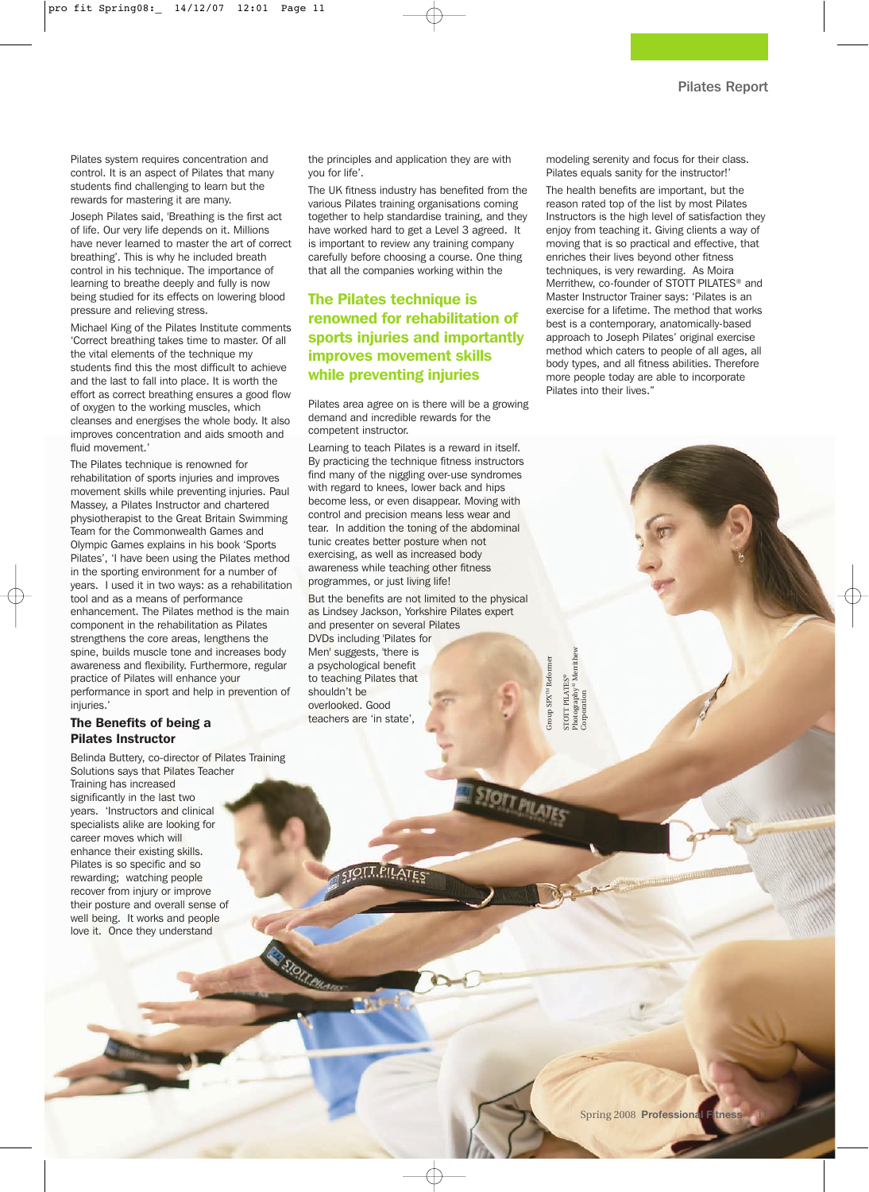Pilates system requires concentration and control. It is an aspect of Pilates that many students find challenging to learn but the rewards for mastering it are many.

Joseph Pilates said, 'Breathing is the first act of life. Our very life depends on it. Millions have never learned to master the art of correct breathing'. This is why he included breath control in his technique. The importance of learning to breathe deeply and fully is now being studied for its effects on lowering blood pressure and relieving stress.

Michael King of the Pilates Institute comments 'Correct breathing takes time to master. Of all the vital elements of the technique my students find this the most difficult to achieve and the last to fall into place. It is worth the effort as correct breathing ensures a good flow of oxygen to the working muscles, which cleanses and energises the whole body. It also improves concentration and aids smooth and fluid movement.'

The Pilates technique is renowned for rehabilitation of sports injuries and improves movement skills while preventing injuries. Paul Massey, a Pilates Instructor and chartered physiotherapist to the Great Britain Swimming Team for the Commonwealth Games and Olympic Games explains in his book 'Sports Pilates', 'I have been using the Pilates method in the sporting environment for a number of years. I used it in two ways: as a rehabilitation tool and as a means of performance enhancement. The Pilates method is the main component in the rehabilitation as Pilates strengthens the core areas, lengthens the spine, builds muscle tone and increases body awareness and flexibility. Furthermore, regular practice of Pilates will enhance your performance in sport and help in prevention of injuries.'

## The Benefits of being a Pilates Instructor

Belinda Buttery, co-director of Pilates Training Solutions says that Pilates Teacher Training has increased significantly in the last two years. 'Instructors and clinical specialists alike are looking for career moves which will enhance their existing skills. Pilates is so specific and so rewarding; watching people recover from injury or improve their posture and overall sense of well being. It works and people love it. Once they understand the principles and application they are with you for life'.

The UK fitness industry has benefited from the various Pilates training organisations coming together to help standardise training, and they have worked hard to get a Level 3 agreed. It is important to review any training company carefully before choosing a course. One thing that all the companies working within the Pilates area agree on is there will be a growing demand and incredible rewards for the competent instructor.

**The Pilates technique is renowned for rehabilitation of sports injuries and importantly improves movement skills while preventing injuries**

Learning to teach Pilates is a reward in itself. By practicing the technique fitness instructors find many of the niggling over-use syndromes with regard to knees, lower back and hips become less, or even disappear. Moving with control and precision means less wear and tear. In addition the toning of the abdominal tunic creates better posture when not exercising, as well as increased body awareness while teaching other fitness programmes, or just living life!

But the benefits are not limited to the physical as Lindsey Jackson, Yorkshire Pilates expert and presenter on several Pilates DVDs including 'Pilates for Men' suggests, 'there is a psychological benefit to teaching Pilates that shouldn't be overlooked. Good teachers are 'in state', modeling serenity and focus for their class. Pilates equals sanity for the instructor!'

The health benefits are important, but the reason rated top of the list by most Pilates Instructors is the high level of satisfaction they enjoy from teaching it. Giving clients a way of moving that is so practical and effective, that enriches their lives beyond other fitness techniques, is very rewarding. As Moira Merrithew, co-founder of STOTT PILATES® and Master Instructor Trainer says: 'Pilates is an exercise for a lifetime. The method that works best is a contemporary, anatomically-based approach to Joseph Pilates' original exercise method which caters to people of all ages, all body types, and all fitness abilities. Therefore more people today are able to incorporate Pilates into their lives."

Group SPX™ Reformer
STOTT PILATES® Photography© Merrithew Corporation